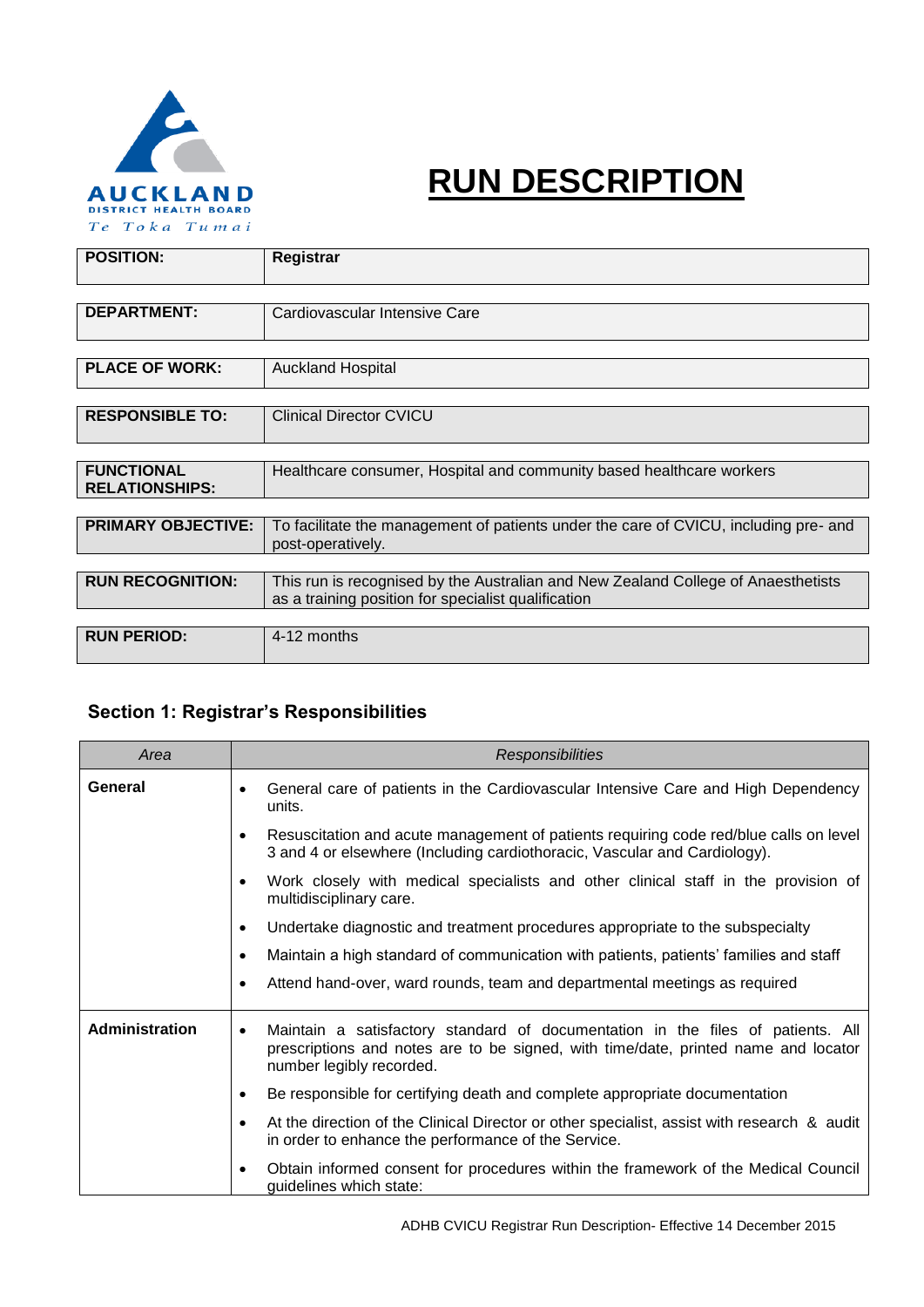AUCKLAND DISTRICT HEALTH BOARD
Te Toka Tumai

# RUN DESCRIPTION

| | |
|---|---|
| **POSITION:** | **Registrar** |
| **DEPARTMENT:** | Cardiovascular Intensive Care |
| **PLACE OF WORK:** | Auckland Hospital |
| **RESPONSIBLE TO:** | Clinical Director CVICU |
| **FUNCTIONAL RELATIONSHIPS:** | Healthcare consumer, Hospital and community based healthcare workers |
| **PRIMARY OBJECTIVE:** | To facilitate the management of patients under the care of CVICU, including pre- and post-operatively. |
| **RUN RECOGNITION:** | This run is recognised by the Australian and New Zealand College of Anaesthetists as a training position for specialist qualification |
| **RUN PERIOD:** | 4-12 months |

## Section 1: Registrar's Responsibilities

| *Area* | *Responsibilities* |
|---|---|
| **General** | • General care of patients in the Cardiovascular Intensive Care and High Dependency units.<br>• Resuscitation and acute management of patients requiring code red/blue calls on level 3 and 4 or elsewhere (Including cardiothoracic, Vascular and Cardiology).<br>• Work closely with medical specialists and other clinical staff in the provision of multidisciplinary care.<br>• Undertake diagnostic and treatment procedures appropriate to the subspecialty<br>• Maintain a high standard of communication with patients, patients' families and staff<br>• Attend hand-over, ward rounds, team and departmental meetings as required |
| **Administration** | • Maintain a satisfactory standard of documentation in the files of patients. All prescriptions and notes are to be signed, with time/date, printed name and locator number legibly recorded.<br>• Be responsible for certifying death and complete appropriate documentation<br>• At the direction of the Clinical Director or other specialist, assist with research & audit in order to enhance the performance of the Service.<br>• Obtain informed consent for procedures within the framework of the Medical Council guidelines which state: |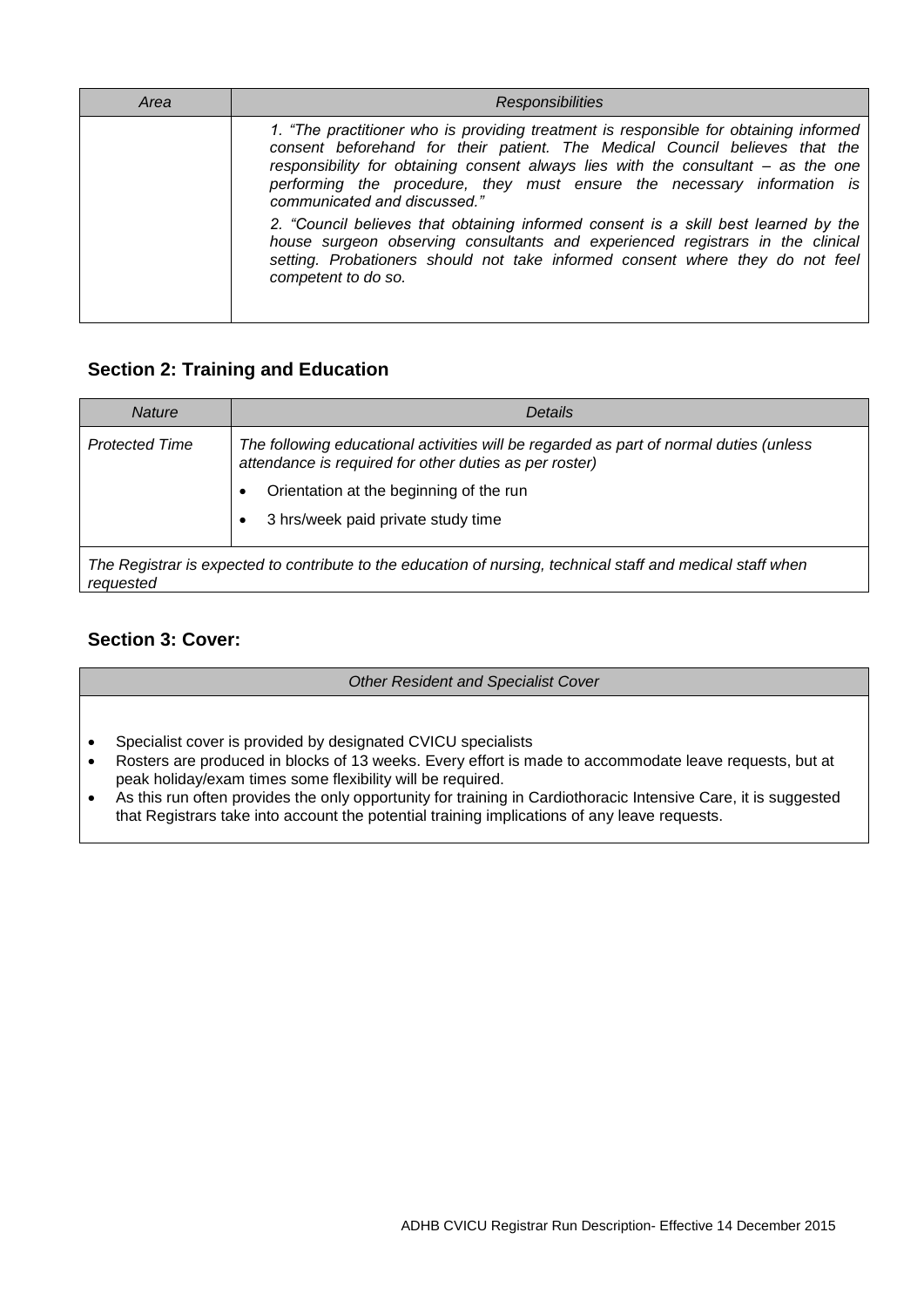| *Area* | *Responsibilities* |
| --- | --- |
| | *1. "The practitioner who is providing treatment is responsible for obtaining informed consent beforehand for their patient. The Medical Council believes that the responsibility for obtaining consent always lies with the consultant – as the one performing the procedure, they must ensure the necessary information is communicated and discussed."*<br><br>*2. "Council believes that obtaining informed consent is a skill best learned by the house surgeon observing consultants and experienced registrars in the clinical setting. Probationers should not take informed consent where they do not feel competent to do so.* |

## Section 2: Training and Education

| *Nature* | *Details* |
| --- | --- |
| *Protected Time* | *The following educational activities will be regarded as part of normal duties (unless attendance is required for other duties as per roster)*<br>• Orientation at the beginning of the run<br>• 3 hrs/week paid private study time |
| *The Registrar is expected to contribute to the education of nursing, technical staff and medical staff when requested* | |

## Section 3: Cover:

| *Other Resident and Specialist Cover* |
| --- |
| • Specialist cover is provided by designated CVICU specialists<br>• Rosters are produced in blocks of 13 weeks. Every effort is made to accommodate leave requests, but at peak holiday/exam times some flexibility will be required.<br>• As this run often provides the only opportunity for training in Cardiothoracic Intensive Care, it is suggested that Registrars take into account the potential training implications of any leave requests. |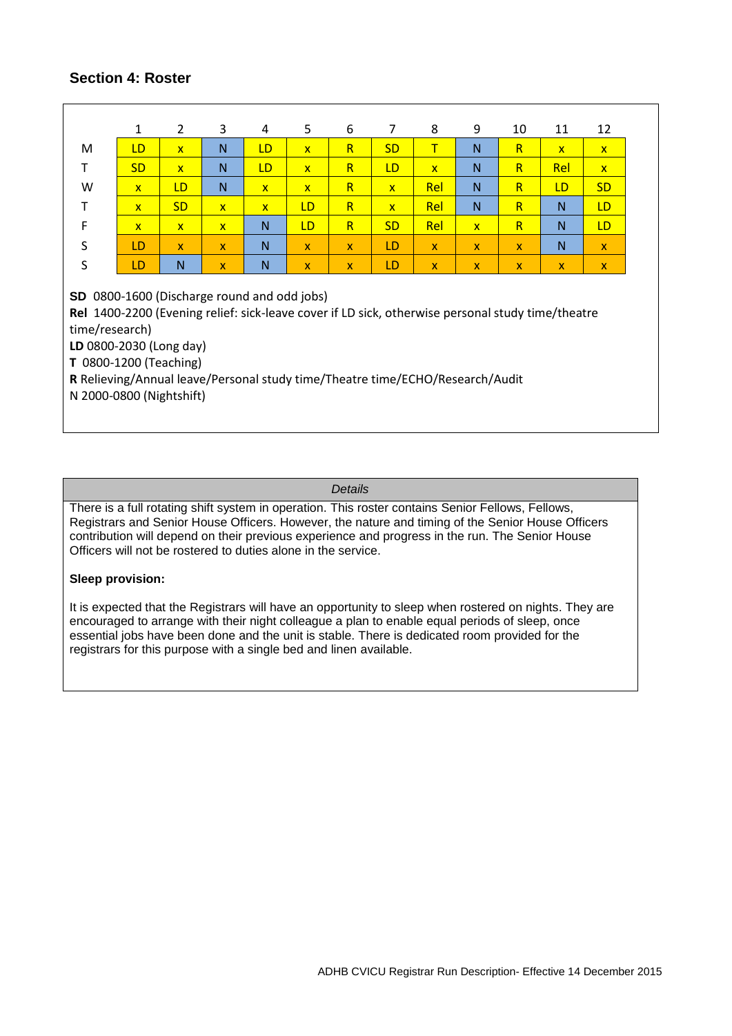## Section 4: Roster

| | 1 | 2 | 3 | 4 | 5 | 6 | 7 | 8 | 9 | 10 | 11 | 12 |
|---|---|---|---|---|---|---|---|---|---|---|---|---|
| M | LD | x | N | LD | x | R | SD | T | N | R | x | x |
| T | SD | x | N | LD | x | R | LD | x | N | R | Rel | x |
| W | x | LD | N | x | x | R | x | Rel | N | R | LD | SD |
| T | x | SD | x | x | LD | R | x | Rel | N | R | N | LD |
| F | x | x | x | N | LD | R | SD | Rel | x | R | N | LD |
| S | LD | x | x | N | x | x | LD | x | x | x | N | x |
| S | LD | N | x | N | x | x | LD | x | x | x | x | x |

**SD** 0800-1600 (Discharge round and odd jobs)
**Rel** 1400-2200 (Evening relief: sick-leave cover if LD sick, otherwise personal study time/theatre time/research)
**LD** 0800-2030 (Long day)
**T** 0800-1200 (Teaching)
**R** Relieving/Annual leave/Personal study time/Theatre time/ECHO/Research/Audit
N 2000-0800 (Nightshift)

*Details*

There is a full rotating shift system in operation. This roster contains Senior Fellows, Fellows, Registrars and Senior House Officers. However, the nature and timing of the Senior House Officers contribution will depend on their previous experience and progress in the run. The Senior House Officers will not be rostered to duties alone in the service.

**Sleep provision:**

It is expected that the Registrars will have an opportunity to sleep when rostered on nights. They are encouraged to arrange with their night colleague a plan to enable equal periods of sleep, once essential jobs have been done and the unit is stable. There is dedicated room provided for the registrars for this purpose with a single bed and linen available.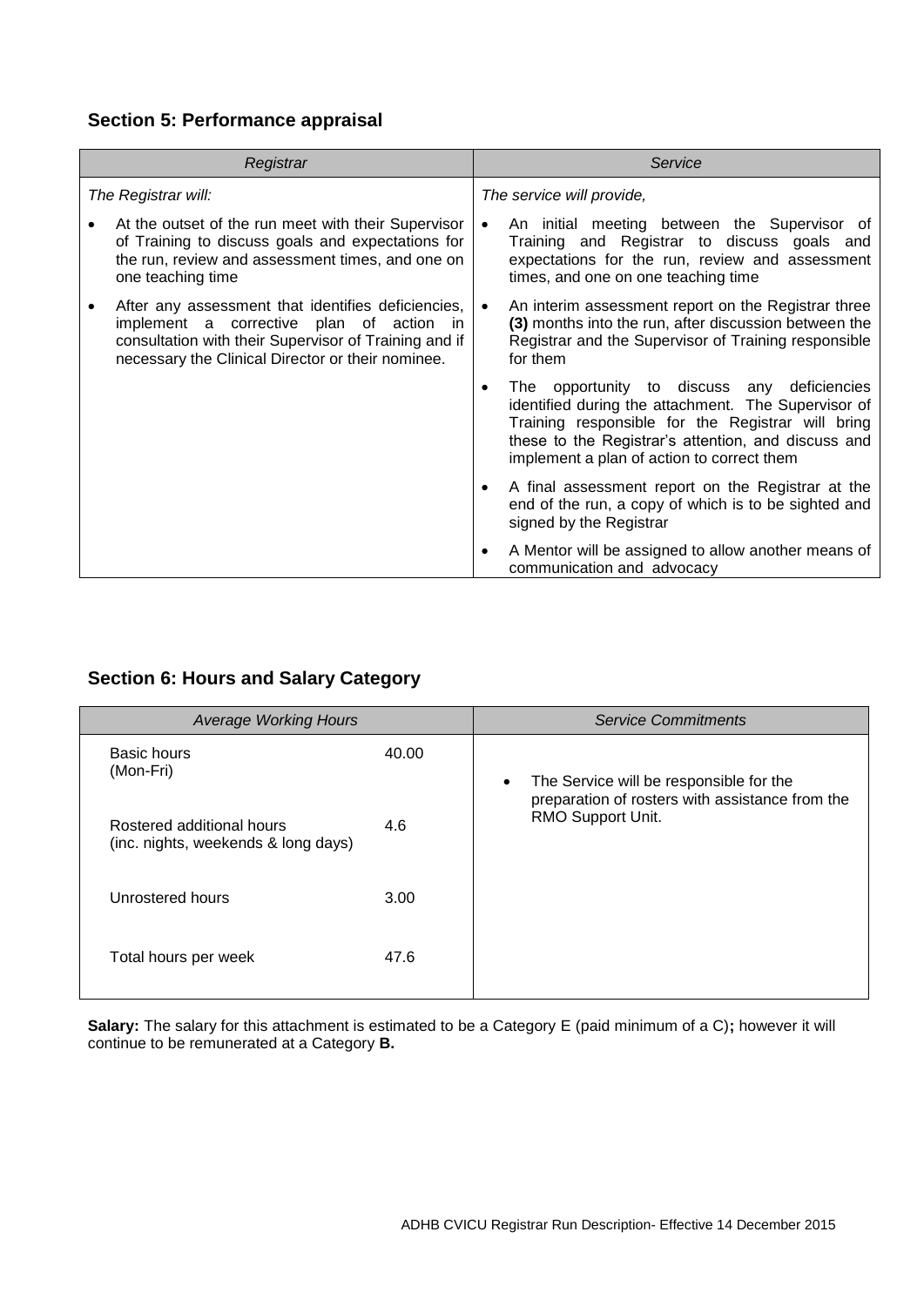## Section 5: Performance appraisal

| *Registrar* | *Service* |
|---|---|
| *The Registrar will:* | *The service will provide,* |
| • At the outset of the run meet with their Supervisor of Training to discuss goals and expectations for the run, review and assessment times, and one on one teaching time | • An initial meeting between the Supervisor of Training and Registrar to discuss goals and expectations for the run, review and assessment times, and one on one teaching time |
| • After any assessment that identifies deficiencies, implement a corrective plan of action in consultation with their Supervisor of Training and if necessary the Clinical Director or their nominee. | • An interim assessment report on the Registrar three **(3)** months into the run, after discussion between the Registrar and the Supervisor of Training responsible for them |
| | • The opportunity to discuss any deficiencies identified during the attachment. The Supervisor of Training responsible for the Registrar will bring these to the Registrar's attention, and discuss and implement a plan of action to correct them |
| | • A final assessment report on the Registrar at the end of the run, a copy of which is to be sighted and signed by the Registrar |
| | • A Mentor will be assigned to allow another means of communication and advocacy |

## Section 6: Hours and Salary Category

| *Average Working Hours* | | *Service Commitments* |
|---|---|---|
| Basic hours (Mon-Fri) | 40.00 | • The Service will be responsible for the preparation of rosters with assistance from the RMO Support Unit. |
| Rostered additional hours (inc. nights, weekends & long days) | 4.6 | |
| Unrostered hours | 3.00 | |
| Total hours per week | 47.6 | |

**Salary:** The salary for this attachment is estimated to be a Category E (paid minimum of a C)**;** however it will continue to be remunerated at a Category **B.**